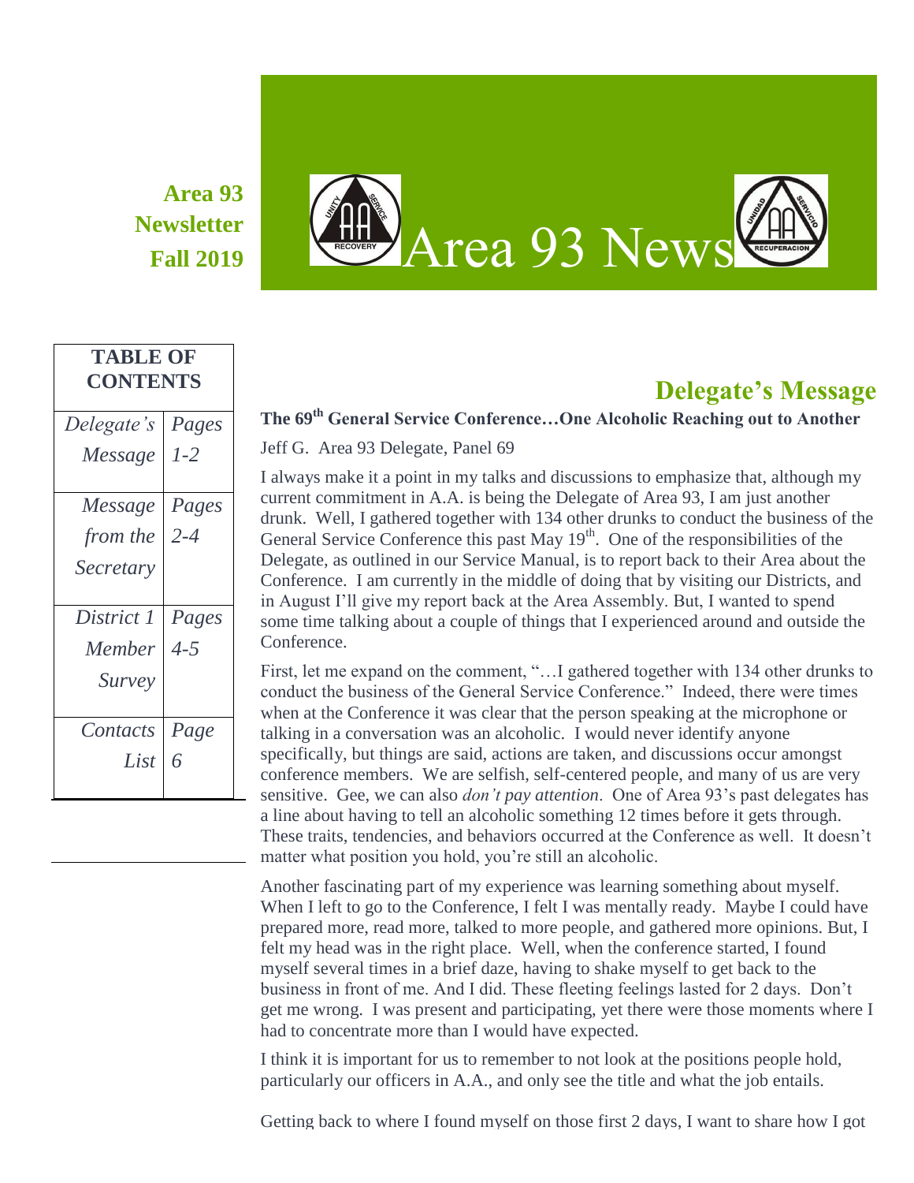**Area 93 Newsletter Fall 2019**

# Area 93 News

| TABLE OF CONTENTS | |
|---|---|
| *Delegate's Message* | *Pages 1-2* |
| *Message from the Secretary* | *Pages 2-4* |
| *District 1 Member Survey* | *Pages 4-5* |
| *Contacts List* | *Page 6* |

## Delegate's Message

**The 69th General Service Conference…One Alcoholic Reaching out to Another**

Jeff G. Area 93 Delegate, Panel 69

I always make it a point in my talks and discussions to emphasize that, although my current commitment in A.A. is being the Delegate of Area 93, I am just another drunk. Well, I gathered together with 134 other drunks to conduct the business of the General Service Conference this past May 19th. One of the responsibilities of the Delegate, as outlined in our Service Manual, is to report back to their Area about the Conference. I am currently in the middle of doing that by visiting our Districts, and in August I'll give my report back at the Area Assembly. But, I wanted to spend some time talking about a couple of things that I experienced around and outside the Conference.

First, let me expand on the comment, "…I gathered together with 134 other drunks to conduct the business of the General Service Conference." Indeed, there were times when at the Conference it was clear that the person speaking at the microphone or talking in a conversation was an alcoholic. I would never identify anyone specifically, but things are said, actions are taken, and discussions occur amongst conference members. We are selfish, self-centered people, and many of us are very sensitive. Gee, we can also *don't pay attention*. One of Area 93's past delegates has a line about having to tell an alcoholic something 12 times before it gets through. These traits, tendencies, and behaviors occurred at the Conference as well. It doesn't matter what position you hold, you're still an alcoholic.

Another fascinating part of my experience was learning something about myself. When I left to go to the Conference, I felt I was mentally ready. Maybe I could have prepared more, read more, talked to more people, and gathered more opinions. But, I felt my head was in the right place. Well, when the conference started, I found myself several times in a brief daze, having to shake myself to get back to the business in front of me. And I did. These fleeting feelings lasted for 2 days. Don't get me wrong. I was present and participating, yet there were those moments where I had to concentrate more than I would have expected.

I think it is important for us to remember to not look at the positions people hold, particularly our officers in A.A., and only see the title and what the job entails.

Getting back to where I found myself on those first 2 days, I want to share how I got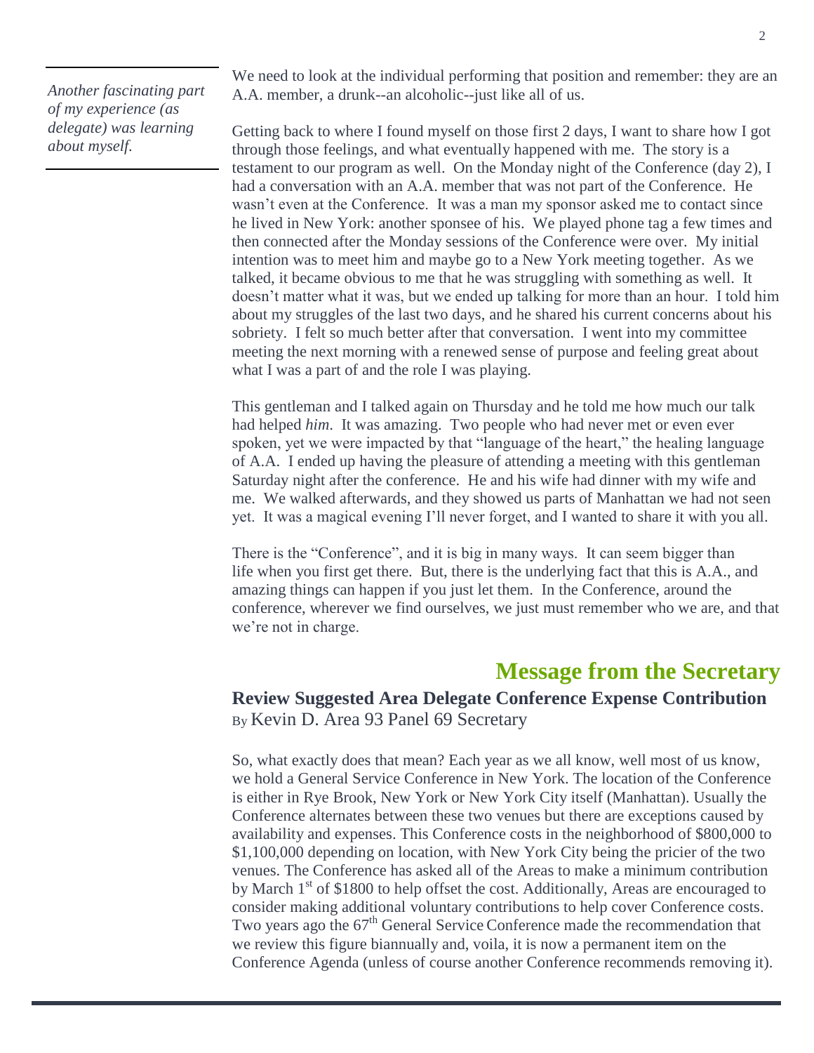> *Another fascinating part of my experience (as delegate) was learning about myself.*

We need to look at the individual performing that position and remember: they are an A.A. member, a drunk--an alcoholic--just like all of us.

Getting back to where I found myself on those first 2 days, I want to share how I got through those feelings, and what eventually happened with me. The story is a testament to our program as well. On the Monday night of the Conference (day 2), I had a conversation with an A.A. member that was not part of the Conference. He wasn't even at the Conference. It was a man my sponsor asked me to contact since he lived in New York: another sponsee of his. We played phone tag a few times and then connected after the Monday sessions of the Conference were over. My initial intention was to meet him and maybe go to a New York meeting together. As we talked, it became obvious to me that he was struggling with something as well. It doesn't matter what it was, but we ended up talking for more than an hour. I told him about my struggles of the last two days, and he shared his current concerns about his sobriety. I felt so much better after that conversation. I went into my committee meeting the next morning with a renewed sense of purpose and feeling great about what I was a part of and the role I was playing.

This gentleman and I talked again on Thursday and he told me how much our talk had helped *him*. It was amazing. Two people who had never met or even ever spoken, yet we were impacted by that "language of the heart," the healing language of A.A. I ended up having the pleasure of attending a meeting with this gentleman Saturday night after the conference. He and his wife had dinner with my wife and me. We walked afterwards, and they showed us parts of Manhattan we had not seen yet. It was a magical evening I'll never forget, and I wanted to share it with you all.

There is the "Conference", and it is big in many ways. It can seem bigger than life when you first get there. But, there is the underlying fact that this is A.A., and amazing things can happen if you just let them. In the Conference, around the conference, wherever we find ourselves, we just must remember who we are, and that we're not in charge.

## Message from the Secretary

### Review Suggested Area Delegate Conference Expense Contribution

By Kevin D. Area 93 Panel 69 Secretary

So, what exactly does that mean? Each year as we all know, well most of us know, we hold a General Service Conference in New York. The location of the Conference is either in Rye Brook, New York or New York City itself (Manhattan). Usually the Conference alternates between these two venues but there are exceptions caused by availability and expenses. This Conference costs in the neighborhood of $800,000 to $1,100,000 depending on location, with New York City being the pricier of the two venues. The Conference has asked all of the Areas to make a minimum contribution by March 1st of $1800 to help offset the cost. Additionally, Areas are encouraged to consider making additional voluntary contributions to help cover Conference costs. Two years ago the 67th General Service Conference made the recommendation that we review this figure biannually and, voila, it is now a permanent item on the Conference Agenda (unless of course another Conference recommends removing it).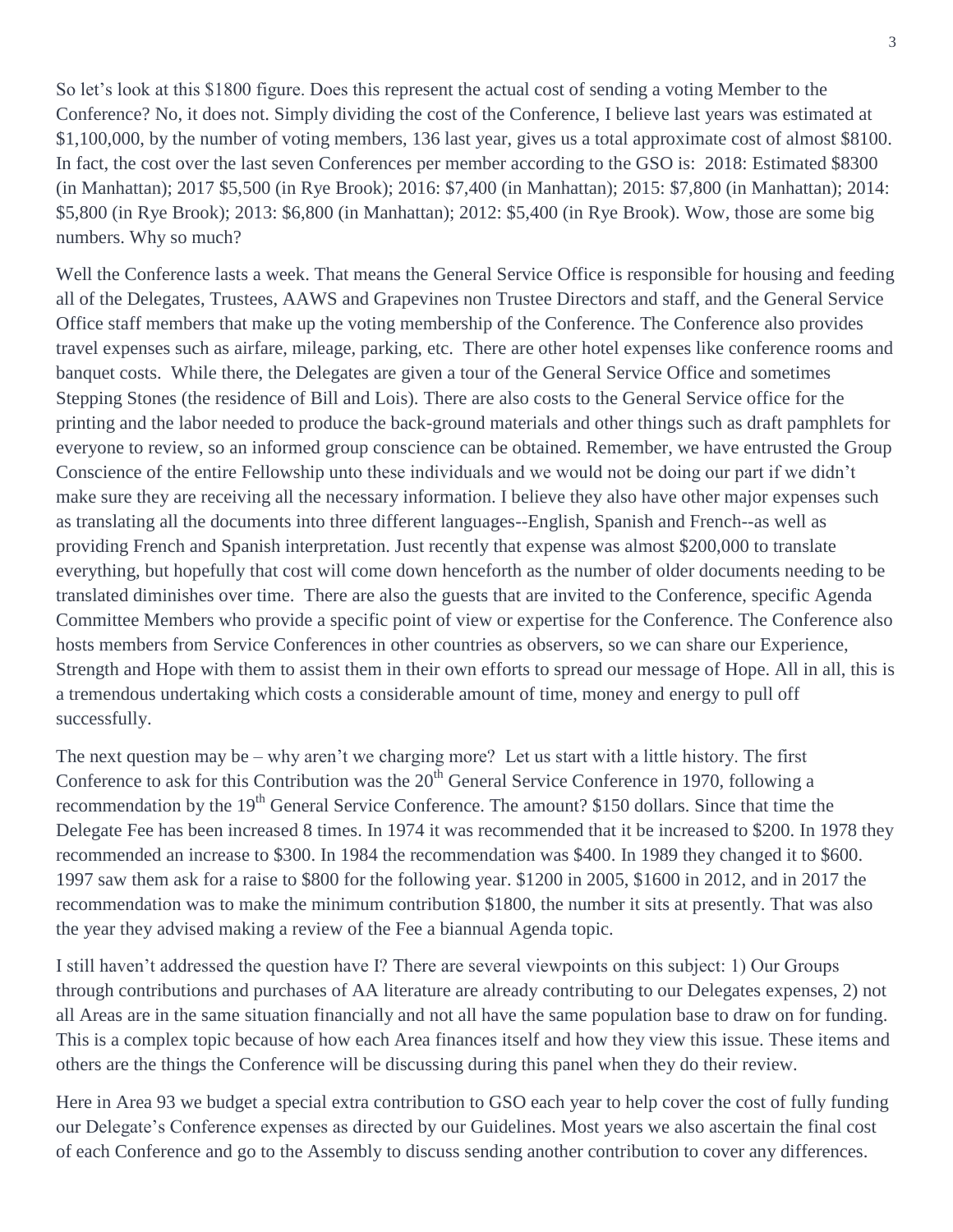So let's look at this $1800 figure. Does this represent the actual cost of sending a voting Member to the Conference? No, it does not. Simply dividing the cost of the Conference, I believe last years was estimated at $1,100,000, by the number of voting members, 136 last year, gives us a total approximate cost of almost $8100. In fact, the cost over the last seven Conferences per member according to the GSO is: 2018: Estimated $8300 (in Manhattan); 2017 $5,500 (in Rye Brook); 2016: $7,400 (in Manhattan); 2015: $7,800 (in Manhattan); 2014: $5,800 (in Rye Brook); 2013: $6,800 (in Manhattan); 2012: $5,400 (in Rye Brook). Wow, those are some big numbers. Why so much?

Well the Conference lasts a week. That means the General Service Office is responsible for housing and feeding all of the Delegates, Trustees, AAWS and Grapevines non Trustee Directors and staff, and the General Service Office staff members that make up the voting membership of the Conference. The Conference also provides travel expenses such as airfare, mileage, parking, etc. There are other hotel expenses like conference rooms and banquet costs. While there, the Delegates are given a tour of the General Service Office and sometimes Stepping Stones (the residence of Bill and Lois). There are also costs to the General Service office for the printing and the labor needed to produce the back-ground materials and other things such as draft pamphlets for everyone to review, so an informed group conscience can be obtained. Remember, we have entrusted the Group Conscience of the entire Fellowship unto these individuals and we would not be doing our part if we didn't make sure they are receiving all the necessary information. I believe they also have other major expenses such as translating all the documents into three different languages--English, Spanish and French--as well as providing French and Spanish interpretation. Just recently that expense was almost $200,000 to translate everything, but hopefully that cost will come down henceforth as the number of older documents needing to be translated diminishes over time. There are also the guests that are invited to the Conference, specific Agenda Committee Members who provide a specific point of view or expertise for the Conference. The Conference also hosts members from Service Conferences in other countries as observers, so we can share our Experience, Strength and Hope with them to assist them in their own efforts to spread our message of Hope. All in all, this is a tremendous undertaking which costs a considerable amount of time, money and energy to pull off successfully.

The next question may be – why aren't we charging more? Let us start with a little history. The first Conference to ask for this Contribution was the 20th General Service Conference in 1970, following a recommendation by the 19th General Service Conference. The amount? $150 dollars. Since that time the Delegate Fee has been increased 8 times. In 1974 it was recommended that it be increased to $200. In 1978 they recommended an increase to $300. In 1984 the recommendation was $400. In 1989 they changed it to $600. 1997 saw them ask for a raise to $800 for the following year. $1200 in 2005, $1600 in 2012, and in 2017 the recommendation was to make the minimum contribution $1800, the number it sits at presently. That was also the year they advised making a review of the Fee a biannual Agenda topic.

I still haven't addressed the question have I? There are several viewpoints on this subject: 1) Our Groups through contributions and purchases of AA literature are already contributing to our Delegates expenses, 2) not all Areas are in the same situation financially and not all have the same population base to draw on for funding. This is a complex topic because of how each Area finances itself and how they view this issue. These items and others are the things the Conference will be discussing during this panel when they do their review.

Here in Area 93 we budget a special extra contribution to GSO each year to help cover the cost of fully funding our Delegate's Conference expenses as directed by our Guidelines. Most years we also ascertain the final cost of each Conference and go to the Assembly to discuss sending another contribution to cover any differences.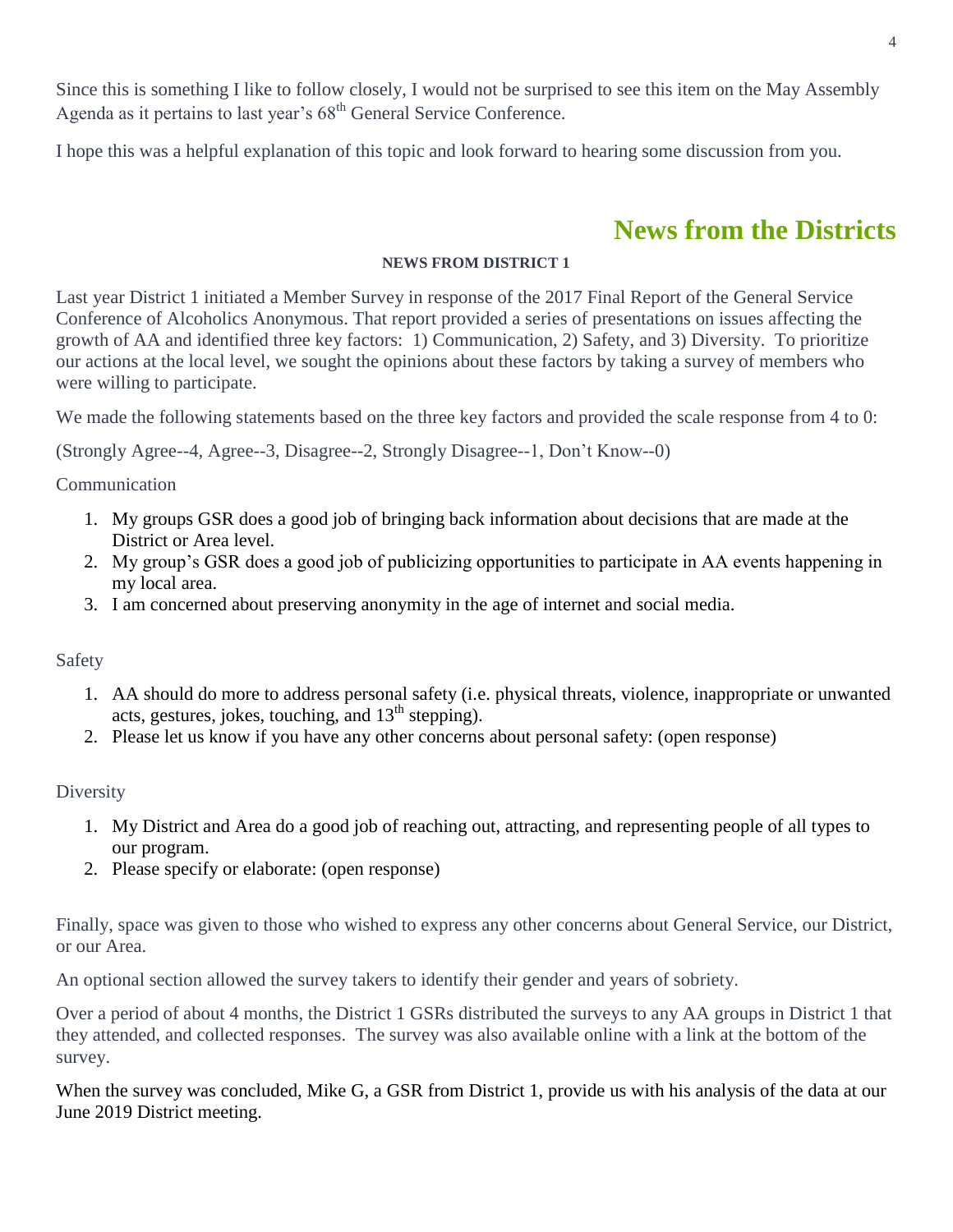Since this is something I like to follow closely, I would not be surprised to see this item on the May Assembly Agenda as it pertains to last year's 68th General Service Conference.

I hope this was a helpful explanation of this topic and look forward to hearing some discussion from you.

# News from the Districts

**NEWS FROM DISTRICT 1**

Last year District 1 initiated a Member Survey in response of the 2017 Final Report of the General Service Conference of Alcoholics Anonymous. That report provided a series of presentations on issues affecting the growth of AA and identified three key factors: 1) Communication, 2) Safety, and 3) Diversity. To prioritize our actions at the local level, we sought the opinions about these factors by taking a survey of members who were willing to participate.

We made the following statements based on the three key factors and provided the scale response from 4 to 0:

(Strongly Agree--4, Agree--3, Disagree--2, Strongly Disagree--1, Don't Know--0)

Communication

1. My groups GSR does a good job of bringing back information about decisions that are made at the District or Area level.
2. My group's GSR does a good job of publicizing opportunities to participate in AA events happening in my local area.
3. I am concerned about preserving anonymity in the age of internet and social media.

Safety

1. AA should do more to address personal safety (i.e. physical threats, violence, inappropriate or unwanted acts, gestures, jokes, touching, and 13th stepping).
2. Please let us know if you have any other concerns about personal safety: (open response)

Diversity

1. My District and Area do a good job of reaching out, attracting, and representing people of all types to our program.
2. Please specify or elaborate: (open response)

Finally, space was given to those who wished to express any other concerns about General Service, our District, or our Area.

An optional section allowed the survey takers to identify their gender and years of sobriety.

Over a period of about 4 months, the District 1 GSRs distributed the surveys to any AA groups in District 1 that they attended, and collected responses. The survey was also available online with a link at the bottom of the survey.

When the survey was concluded, Mike G, a GSR from District 1, provide us with his analysis of the data at our June 2019 District meeting.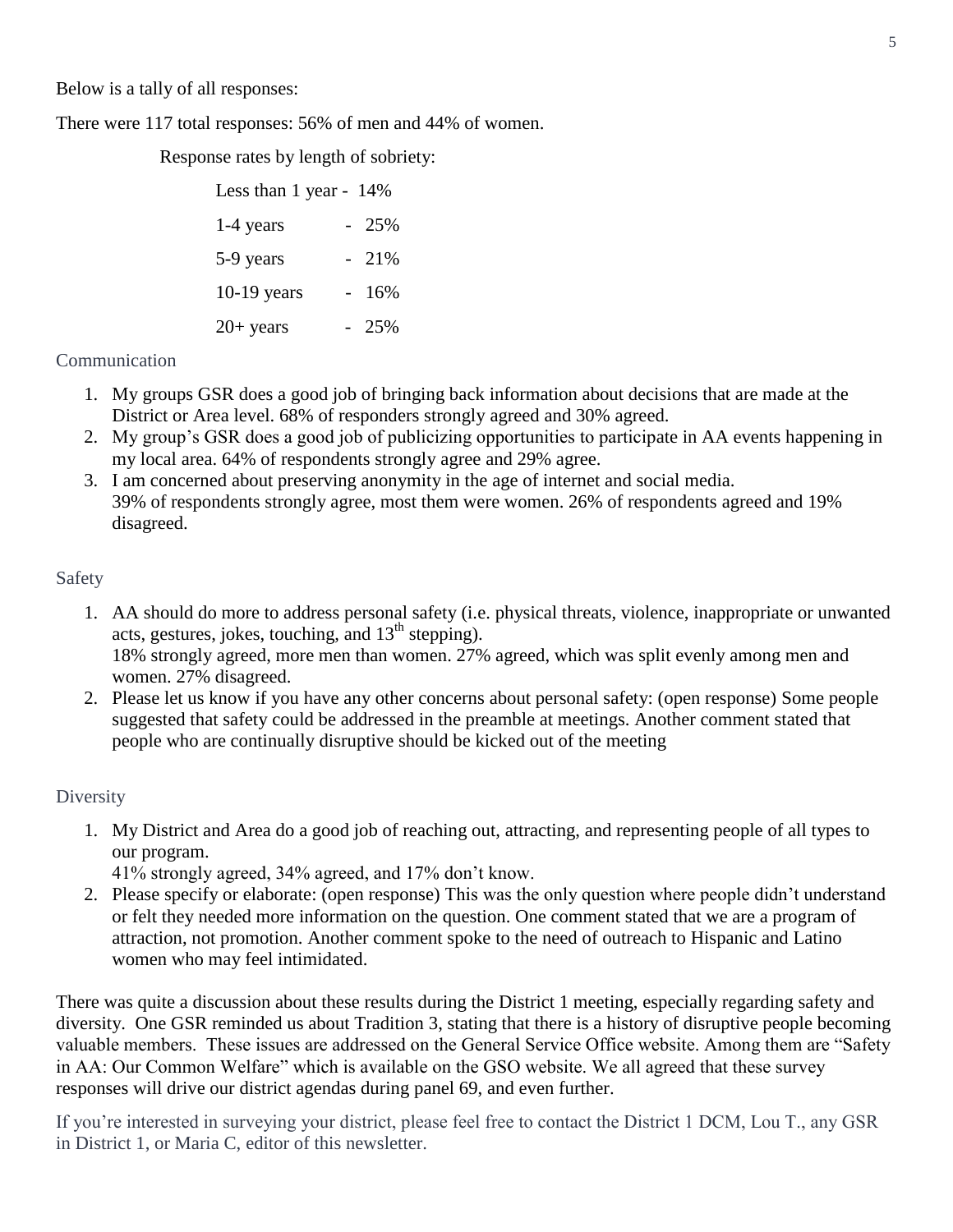Below is a tally of all responses:

There were 117 total responses: 56% of men and 44% of women.

Response rates by length of sobriety:

| | |
|---|---|
| Less than 1 year | - 14% |
| 1-4 years | - 25% |
| 5-9 years | - 21% |
| 10-19 years | - 16% |
| 20+ years | - 25% |

## Communication

1. My groups GSR does a good job of bringing back information about decisions that are made at the District or Area level. 68% of responders strongly agreed and 30% agreed.
2. My group's GSR does a good job of publicizing opportunities to participate in AA events happening in my local area. 64% of respondents strongly agree and 29% agree.
3. I am concerned about preserving anonymity in the age of internet and social media.
   39% of respondents strongly agree, most them were women. 26% of respondents agreed and 19% disagreed.

## Safety

1. AA should do more to address personal safety (i.e. physical threats, violence, inappropriate or unwanted acts, gestures, jokes, touching, and 13th stepping).
   18% strongly agreed, more men than women. 27% agreed, which was split evenly among men and women. 27% disagreed.
2. Please let us know if you have any other concerns about personal safety: (open response) Some people suggested that safety could be addressed in the preamble at meetings. Another comment stated that people who are continually disruptive should be kicked out of the meeting

## Diversity

1. My District and Area do a good job of reaching out, attracting, and representing people of all types to our program.
   41% strongly agreed, 34% agreed, and 17% don't know.
2. Please specify or elaborate: (open response) This was the only question where people didn't understand or felt they needed more information on the question. One comment stated that we are a program of attraction, not promotion. Another comment spoke to the need of outreach to Hispanic and Latino women who may feel intimidated.

There was quite a discussion about these results during the District 1 meeting, especially regarding safety and diversity. One GSR reminded us about Tradition 3, stating that there is a history of disruptive people becoming valuable members. These issues are addressed on the General Service Office website. Among them are "Safety in AA: Our Common Welfare" which is available on the GSO website. We all agreed that these survey responses will drive our district agendas during panel 69, and even further.

If you're interested in surveying your district, please feel free to contact the District 1 DCM, Lou T., any GSR in District 1, or Maria C, editor of this newsletter.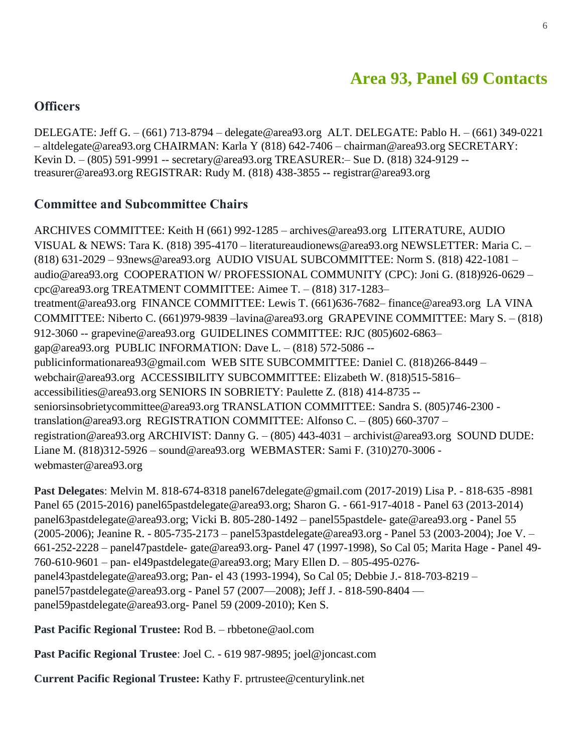# Area 93, Panel 69 Contacts

## Officers

DELEGATE: Jeff G. – (661) 713-8794 – delegate@area93.org ALT. DELEGATE: Pablo H. – (661) 349-0221 – altdelegate@area93.org CHAIRMAN: Karla Y (818) 642-7406 – chairman@area93.org SECRETARY: Kevin D. – (805) 591-9991 -- secretary@area93.org TREASURER:– Sue D. (818) 324-9129 -- treasurer@area93.org REGISTRAR: Rudy M. (818) 438-3855 -- registrar@area93.org

## Committee and Subcommittee Chairs

ARCHIVES COMMITTEE: Keith H (661) 992-1285 – archives@area93.org LITERATURE, AUDIO VISUAL & NEWS: Tara K. (818) 395-4170 – literatureaudionews@area93.org NEWSLETTER: Maria C. – (818) 631-2029 – 93news@area93.org AUDIO VISUAL SUBCOMMITTEE: Norm S. (818) 422-1081 – audio@area93.org COOPERATION W/ PROFESSIONAL COMMUNITY (CPC): Joni G. (818)926-0629 – cpc@area93.org TREATMENT COMMITTEE: Aimee T. – (818) 317-1283– treatment@area93.org FINANCE COMMITTEE: Lewis T. (661)636-7682– finance@area93.org LA VINA COMMITTEE: Niberto C. (661)979-9839 –lavina@area93.org GRAPEVINE COMMITTEE: Mary S. – (818) 912-3060 -- grapevine@area93.org GUIDELINES COMMITTEE: RJC (805)602-6863– gap@area93.org PUBLIC INFORMATION: Dave L. – (818) 572-5086 -- publicinformationarea93@gmail.com WEB SITE SUBCOMMITTEE: Daniel C. (818)266-8449 – webchair@area93.org ACCESSIBILITY SUBCOMMITTEE: Elizabeth W. (818)515-5816– accessibilities@area93.org SENIORS IN SOBRIETY: Paulette Z. (818) 414-8735 -- seniorsinsobrietycommittee@area93.org TRANSLATION COMMITTEE: Sandra S. (805)746-2300 - translation@area93.org REGISTRATION COMMITTEE: Alfonso C. – (805) 660-3707 – registration@area93.org ARCHIVIST: Danny G. – (805) 443-4031 – archivist@area93.org SOUND DUDE: Liane M. (818)312-5926 – sound@area93.org WEBMASTER: Sami F. (310)270-3006 - webmaster@area93.org

**Past Delegates**: Melvin M. 818-674-8318 panel67delegate@gmail.com (2017-2019) Lisa P. - 818-635 -8981 Panel 65 (2015-2016) panel65pastdelegate@area93.org; Sharon G. - 661-917-4018 - Panel 63 (2013-2014) panel63pastdelegate@area93.org; Vicki B. 805-280-1492 – panel55pastdele- gate@area93.org - Panel 55 (2005-2006); Jeanine R. - 805-735-2173 – panel53pastdelegate@area93.org - Panel 53 (2003-2004); Joe V. – 661-252-2228 – panel47pastdele- gate@area93.org- Panel 47 (1997-1998), So Cal 05; Marita Hage - Panel 49- 760-610-9601 – pan- el49pastdelegate@area93.org; Mary Ellen D. – 805-495-0276- panel43pastdelegate@area93.org; Pan- el 43 (1993-1994), So Cal 05; Debbie J.- 818-703-8219 – panel57pastdelegate@area93.org - Panel 57 (2007—2008); Jeff J. - 818-590-8404 — panel59pastdelegate@area93.org- Panel 59 (2009-2010); Ken S.

**Past Pacific Regional Trustee:** Rod B. – rbbetone@aol.com

**Past Pacific Regional Trustee**: Joel C. - 619 987-9895; joel@joncast.com

**Current Pacific Regional Trustee:** Kathy F. prtrustee@centurylink.net